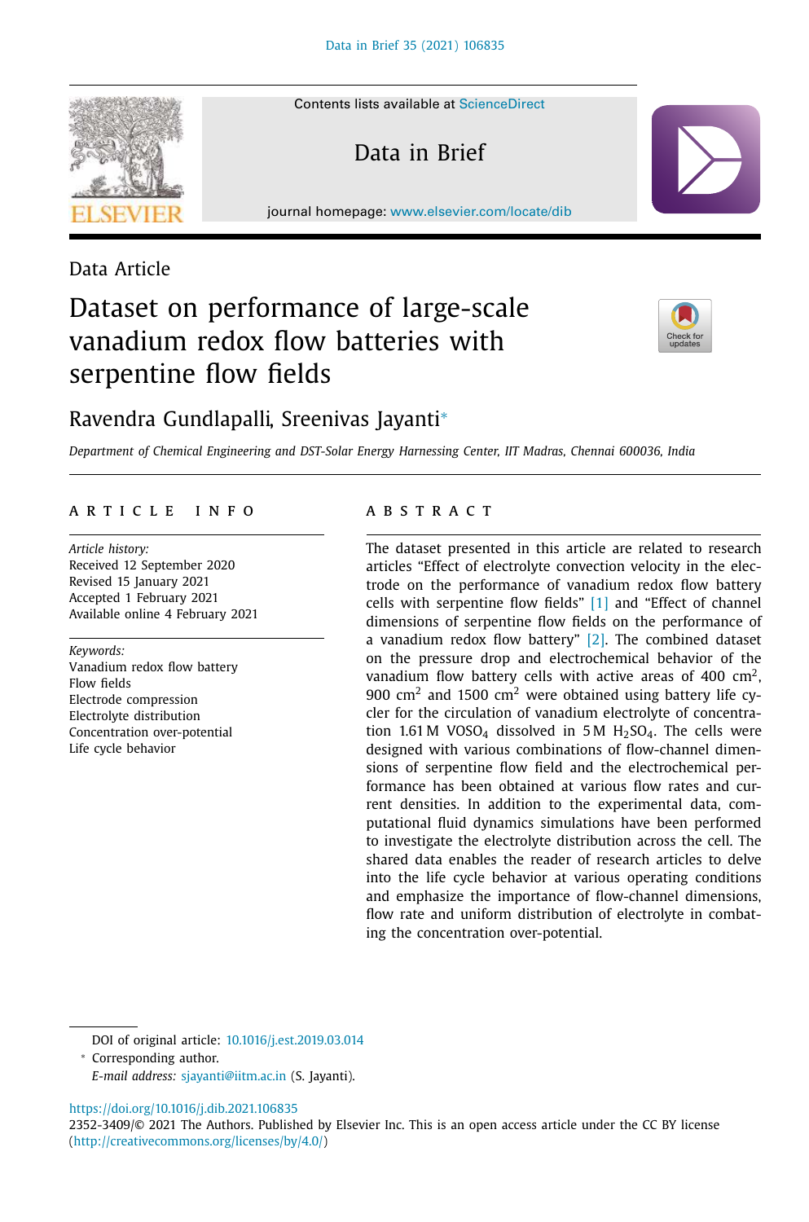Data Article

# Dataset on performance of large-scale vanadium redox flow batteries with serpentine flow fields

Ravendra Gundlapalli, Sreenivas Jayanti*

*Department of Chemical Engineering and DST-Solar Energy Harnessing Center, IIT Madras, Chennai 600036, India*

## ARTICLE INFO

*Article history:*
Received 12 September 2020
Revised 15 January 2021
Accepted 1 February 2021
Available online 4 February 2021

*Keywords:*
Vanadium redox flow battery
Flow fields
Electrode compression
Electrolyte distribution
Concentration over-potential
Life cycle behavior

## ABSTRACT

The dataset presented in this article are related to research articles "Effect of electrolyte convection velocity in the electrode on the performance of vanadium redox flow battery cells with serpentine flow fields" [1] and "Effect of channel dimensions of serpentine flow fields on the performance of a vanadium redox flow battery" [2]. The combined dataset on the pressure drop and electrochemical behavior of the vanadium flow battery cells with active areas of 400 $cm^2$, 900 $cm^2$ and 1500 $cm^2$ were obtained using battery life cycler for the circulation of vanadium electrolyte of concentration 1.61 M $VOSO_4$ dissolved in 5 M $H_2SO_4$. The cells were designed with various combinations of flow-channel dimensions of serpentine flow field and the electrochemical performance has been obtained at various flow rates and current densities. In addition to the experimental data, computational fluid dynamics simulations have been performed to investigate the electrolyte distribution across the cell. The shared data enables the reader of research articles to delve into the life cycle behavior at various operating conditions and emphasize the importance of flow-channel dimensions, flow rate and uniform distribution of electrolyte in combating the concentration over-potential.

DOI of original article: 10.1016/j.est.2019.03.014

* Corresponding author.
*E-mail address:* sjayanti@iitm.ac.in (S. Jayanti).

https://doi.org/10.1016/j.dib.2021.106835
2352-3409/© 2021 The Authors. Published by Elsevier Inc. This is an open access article under the CC BY license (http://creativecommons.org/licenses/by/4.0/)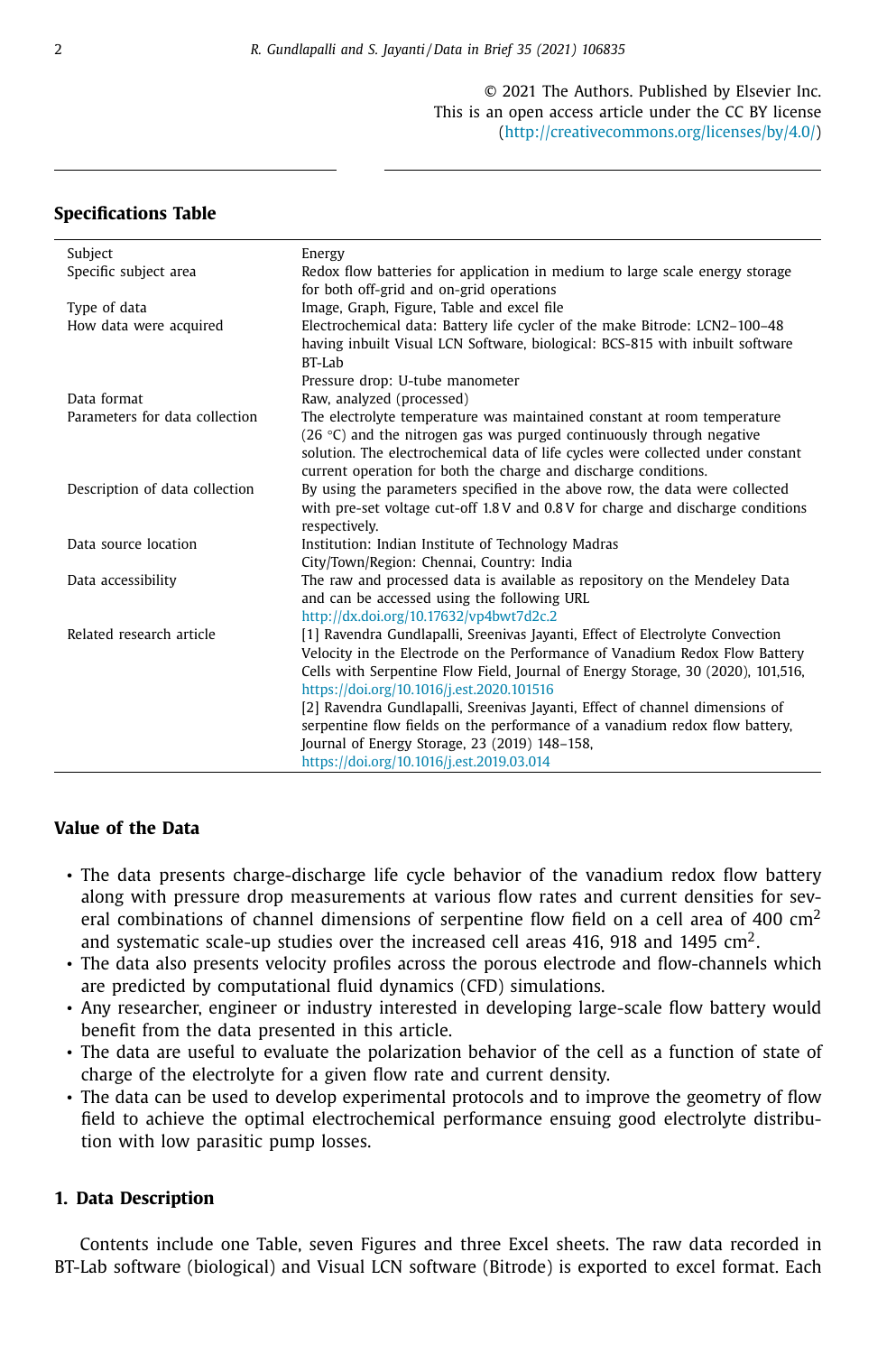© 2021 The Authors. Published by Elsevier Inc.
This is an open access article under the CC BY license
(http://creativecommons.org/licenses/by/4.0/)

## Specifications Table

| | |
|---|---|
| Subject | Energy |
| Specific subject area | Redox flow batteries for application in medium to large scale energy storage for both off-grid and on-grid operations |
| Type of data | Image, Graph, Figure, Table and excel file |
| How data were acquired | Electrochemical data: Battery life cycler of the make Bitrode: LCN2–100–48 having inbuilt Visual LCN Software, biological: BCS-815 with inbuilt software BT-Lab<br>Pressure drop: U-tube manometer |
| Data format | Raw, analyzed (processed) |
| Parameters for data collection | The electrolyte temperature was maintained constant at room temperature (26 °C) and the nitrogen gas was purged continuously through negative solution. The electrochemical data of life cycles were collected under constant current operation for both the charge and discharge conditions. |
| Description of data collection | By using the parameters specified in the above row, the data were collected with pre-set voltage cut-off 1.8 V and 0.8 V for charge and discharge conditions respectively. |
| Data source location | Institution: Indian Institute of Technology Madras<br>City/Town/Region: Chennai, Country: India |
| Data accessibility | The raw and processed data is available as repository on the Mendeley Data and can be accessed using the following URL<br>http://dx.doi.org/10.17632/vp4bwt7d2c.2 |
| Related research article | [1] Ravendra Gundlapalli, Sreenivas Jayanti, Effect of Electrolyte Convection Velocity in the Electrode on the Performance of Vanadium Redox Flow Battery Cells with Serpentine Flow Field, Journal of Energy Storage, 30 (2020), 101,516, https://doi.org/10.1016/j.est.2020.101516<br>[2] Ravendra Gundlapalli, Sreenivas Jayanti, Effect of channel dimensions of serpentine flow fields on the performance of a vanadium redox flow battery, Journal of Energy Storage, 23 (2019) 148–158, https://doi.org/10.1016/j.est.2019.03.014 |

## Value of the Data

- The data presents charge-discharge life cycle behavior of the vanadium redox flow battery along with pressure drop measurements at various flow rates and current densities for several combinations of channel dimensions of serpentine flow field on a cell area of 400 $cm^2$ and systematic scale-up studies over the increased cell areas 416, 918 and 1495 $cm^2$.
- The data also presents velocity profiles across the porous electrode and flow-channels which are predicted by computational fluid dynamics (CFD) simulations.
- Any researcher, engineer or industry interested in developing large-scale flow battery would benefit from the data presented in this article.
- The data are useful to evaluate the polarization behavior of the cell as a function of state of charge of the electrolyte for a given flow rate and current density.
- The data can be used to develop experimental protocols and to improve the geometry of flow field to achieve the optimal electrochemical performance ensuing good electrolyte distribution with low parasitic pump losses.

## 1. Data Description

Contents include one Table, seven Figures and three Excel sheets. The raw data recorded in BT-Lab software (biological) and Visual LCN software (Bitrode) is exported to excel format. Each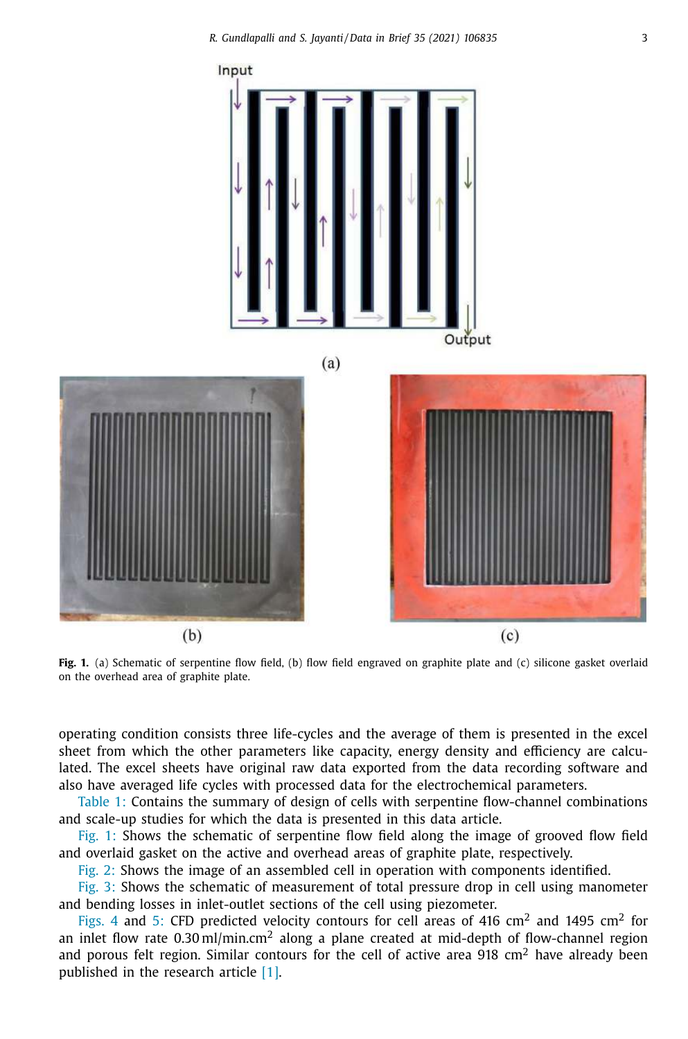Input

Output

(a)

(b)

(c)

**Fig. 1.** (a) Schematic of serpentine flow field, (b) flow field engraved on graphite plate and (c) silicone gasket overlaid on the overhead area of graphite plate.

operating condition consists three life-cycles and the average of them is presented in the excel sheet from which the other parameters like capacity, energy density and efficiency are calculated. The excel sheets have original raw data exported from the data recording software and also have averaged life cycles with processed data for the electrochemical parameters.

Table 1: Contains the summary of design of cells with serpentine flow-channel combinations and scale-up studies for which the data is presented in this data article.

Fig. 1: Shows the schematic of serpentine flow field along the image of grooved flow field and overlaid gasket on the active and overhead areas of graphite plate, respectively.

Fig. 2: Shows the image of an assembled cell in operation with components identified.

Fig. 3: Shows the schematic of measurement of total pressure drop in cell using manometer and bending losses in inlet-outlet sections of the cell using piezometer.

Figs. 4 and 5: CFD predicted velocity contours for cell areas of 416 $cm^2$ and 1495 $cm^2$ for an inlet flow rate 0.30 ml/min.$cm^2$ along a plane created at mid-depth of flow-channel region and porous felt region. Similar contours for the cell of active area 918 $cm^2$ have already been published in the research article [1].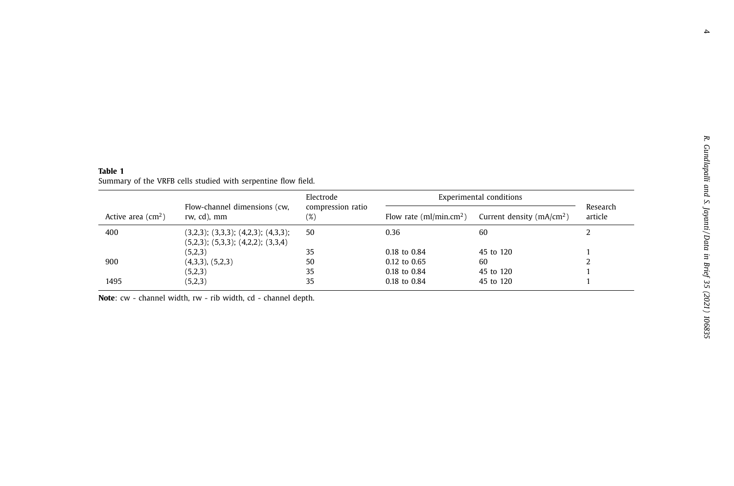**Table 1**
Summary of the VRFB cells studied with serpentine flow field.

| Active area ($cm^2$) | Flow-channel dimensions (cw, rw, cd), mm | Electrode compression ratio (%) | Experimental conditions | | Research article |
|---|---|---|---|---|---|
| | | | Flow rate ($ml/min.cm^2$) | Current density ($mA/cm^2$) | |
| 400 | (3,2,3); (3,3,3); (4,2,3); (4,3,3); (5,2,3); (5,3,3); (4,2,2); (3,3,4) | 50 | 0.36 | 60 | 2 |
| | (5,2,3) | 35 | 0.18 to 0.84 | 45 to 120 | 1 |
| 900 | (4,3,3), (5,2,3) | 50 | 0.12 to 0.65 | 60 | 2 |
| | (5,2,3) | 35 | 0.18 to 0.84 | 45 to 120 | 1 |
| 1495 | (5,2,3) | 35 | 0.18 to 0.84 | 45 to 120 | 1 |

**Note**: cw - channel width, rw - rib width, cd - channel depth.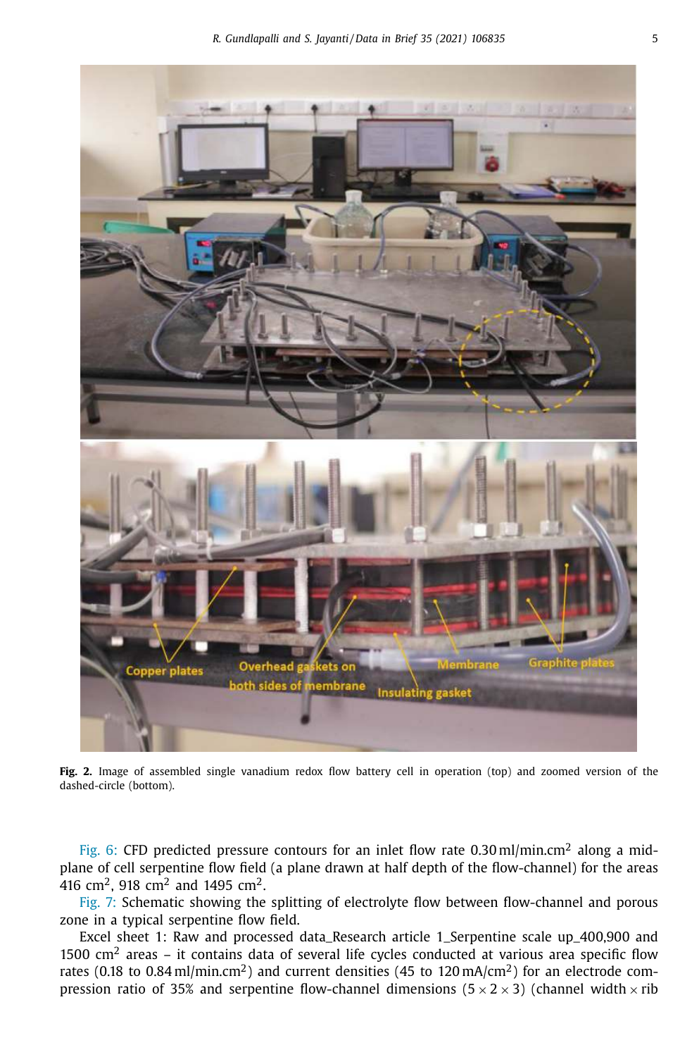**Fig. 2.** Image of assembled single vanadium redox flow battery cell in operation (top) and zoomed version of the dashed-circle (bottom).

Fig. 6: CFD predicted pressure contours for an inlet flow rate 0.30 ml/min.cm$^2$ along a mid-plane of cell serpentine flow field (a plane drawn at half depth of the flow-channel) for the areas 416 cm$^2$, 918 cm$^2$ and 1495 cm$^2$.

Fig. 7: Schematic showing the splitting of electrolyte flow between flow-channel and porous zone in a typical serpentine flow field.

Excel sheet 1: Raw and processed data_Research article 1_Serpentine scale up_400,900 and 1500 cm$^2$ areas – it contains data of several life cycles conducted at various area specific flow rates (0.18 to 0.84 ml/min.cm$^2$) and current densities (45 to 120 mA/cm$^2$) for an electrode compression ratio of 35% and serpentine flow-channel dimensions ($5 \times 2 \times 3$) (channel width $\times$ rib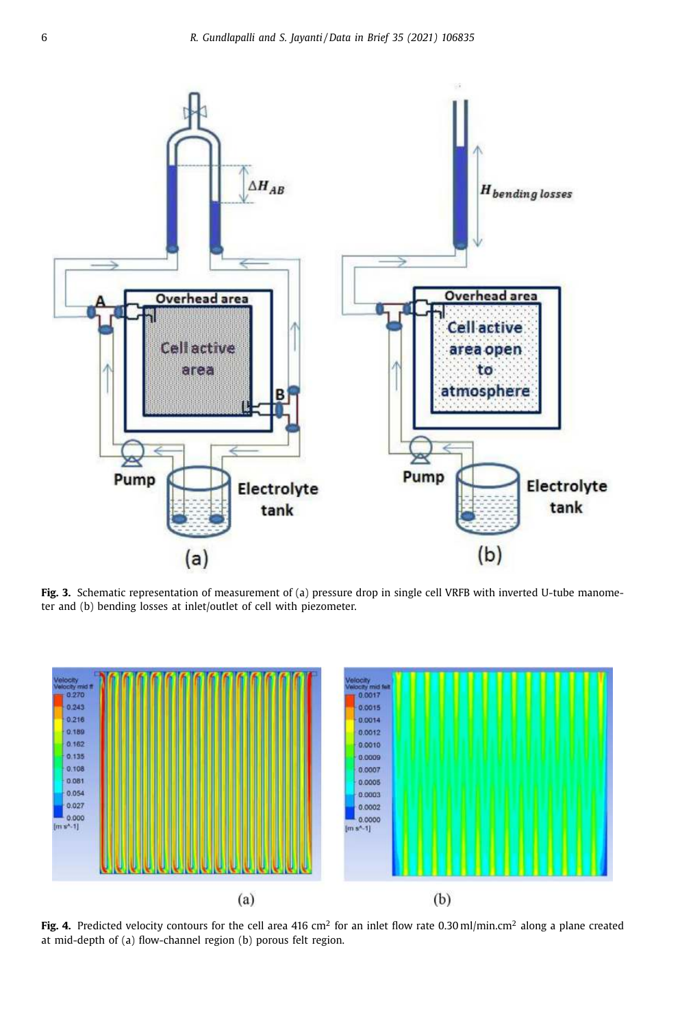ΔH_AB

Overhead area

Cell active area

A

B

Pump

Electrolyte tank

(a)

H_bending losses

Overhead area

Cell active area open to atmosphere

Pump

Electrolyte tank

(b)

**Fig. 3.** Schematic representation of measurement of (a) pressure drop in single cell VRFB with inverted U-tube manometer and (b) bending losses at inlet/outlet of cell with piezometer.

Velocity
Velocity mid ff
0.270
0.243
0.216
0.189
0.162
0.135
0.108
0.081
0.054
0.027
0.000
[m s^-1]

Velocity
Velocity mid felt
0.0017
0.0015
0.0014
0.0012
0.0010
0.0009
0.0007
0.0005
0.0003
0.0002
0.0000
[m s^-1]

(a)

(b)

**Fig. 4.** Predicted velocity contours for the cell area 416 $cm^2$ for an inlet flow rate 0.30 ml/min.$cm^2$ along a plane created at mid-depth of (a) flow-channel region (b) porous felt region.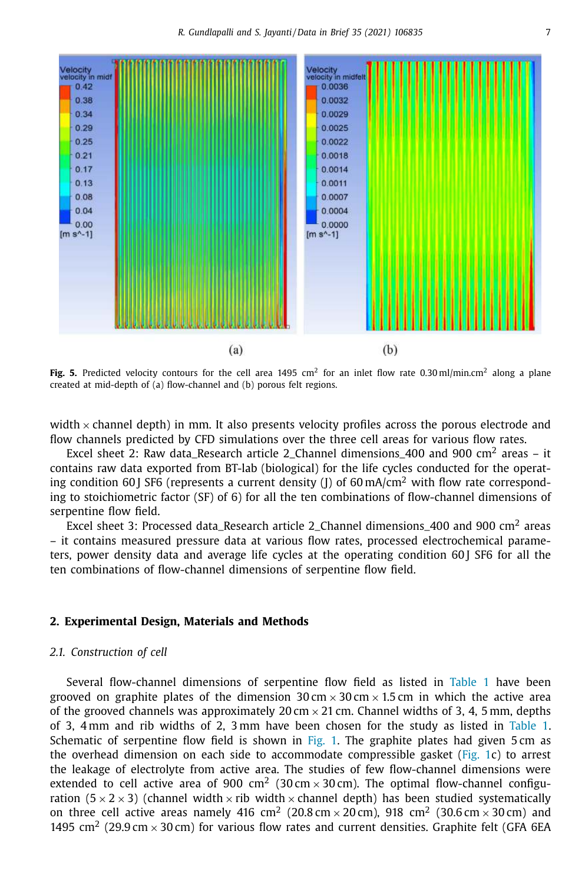Velocity
velocity in midf
0.42
0.38
0.34
0.29
0.25
0.21
0.17
0.13
0.08
0.04
0.00
[m s^-1]

Velocity
velocity in midfelt
0.0036
0.0032
0.0029
0.0025
0.0022
0.0018
0.0014
0.0011
0.0007
0.0004
0.0000
[m s^-1]

(a)

(b)

**Fig. 5.** Predicted velocity contours for the cell area 1495 $cm^2$ for an inlet flow rate 0.30 ml/min.$cm^2$ along a plane created at mid-depth of (a) flow-channel and (b) porous felt regions.

width × channel depth) in mm. It also presents velocity profiles across the porous electrode and flow channels predicted by CFD simulations over the three cell areas for various flow rates.

Excel sheet 2: Raw data_Research article 2_Channel dimensions_400 and 900 $cm^2$ areas – it contains raw data exported from BT-lab (biological) for the life cycles conducted for the operating condition 60 J SF6 (represents a current density (J) of 60 mA/$cm^2$ with flow rate corresponding to stoichiometric factor (SF) of 6) for all the ten combinations of flow-channel dimensions of serpentine flow field.

Excel sheet 3: Processed data_Research article 2_Channel dimensions_400 and 900 $cm^2$ areas – it contains measured pressure data at various flow rates, processed electrochemical parameters, power density data and average life cycles at the operating condition 60 J SF6 for all the ten combinations of flow-channel dimensions of serpentine flow field.

## 2. Experimental Design, Materials and Methods

### *2.1. Construction of cell*

Several flow-channel dimensions of serpentine flow field as listed in Table 1 have been grooved on graphite plates of the dimension 30 cm × 30 cm × 1.5 cm in which the active area of the grooved channels was approximately 20 cm × 21 cm. Channel widths of 3, 4, 5 mm, depths of 3, 4 mm and rib widths of 2, 3 mm have been chosen for the study as listed in Table 1. Schematic of serpentine flow field is shown in Fig. 1. The graphite plates had given 5 cm as the overhead dimension on each side to accommodate compressible gasket (Fig. 1c) to arrest the leakage of electrolyte from active area. The studies of few flow-channel dimensions were extended to cell active area of 900 $cm^2$ (30 cm × 30 cm). The optimal flow-channel configuration (5 × 2 × 3) (channel width × rib width × channel depth) has been studied systematically on three cell active areas namely 416 $cm^2$ (20.8 cm × 20 cm), 918 $cm^2$ (30.6 cm × 30 cm) and 1495 $cm^2$ (29.9 cm × 30 cm) for various flow rates and current densities. Graphite felt (GFA 6EA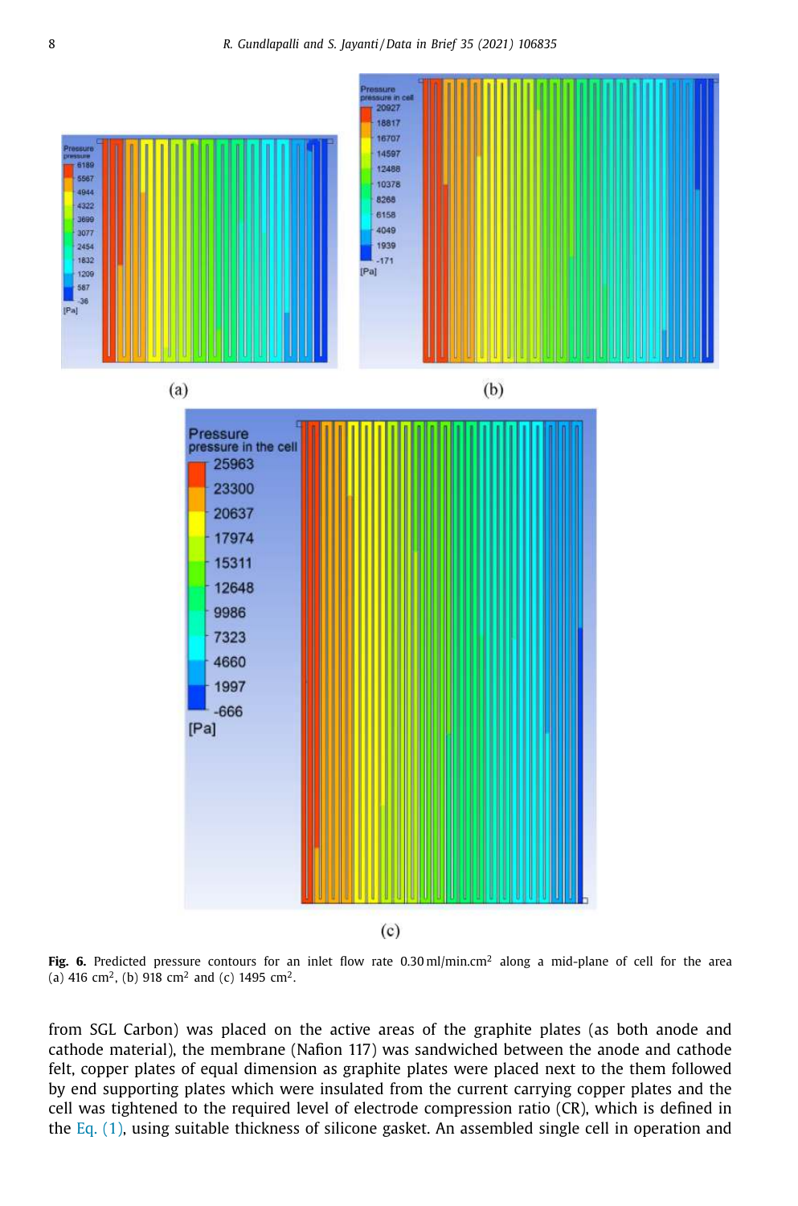Pressure
pressure
6189
5567
4944
4322
3699
3077
2454
1832
1209
587
-36
[Pa]

(a)

Pressure
pressure in cell
20927
18817
16707
14597
12488
10378
8268
6158
4049
1939
-171
[Pa]

(b)

Pressure
pressure in the cell
25963
23300
20637
17974
15311
12648
9986
7323
4660
1997
-666
[Pa]

(c)

**Fig. 6.** Predicted pressure contours for an inlet flow rate 0.30 ml/min.cm$^2$ along a mid-plane of cell for the area (a) 416 cm$^2$, (b) 918 cm$^2$ and (c) 1495 cm$^2$.

from SGL Carbon) was placed on the active areas of the graphite plates (as both anode and cathode material), the membrane (Nafion 117) was sandwiched between the anode and cathode felt, copper plates of equal dimension as graphite plates were placed next to the them followed by end supporting plates which were insulated from the current carrying copper plates and the cell was tightened to the required level of electrode compression ratio (CR), which is defined in the Eq. (1), using suitable thickness of silicone gasket. An assembled single cell in operation and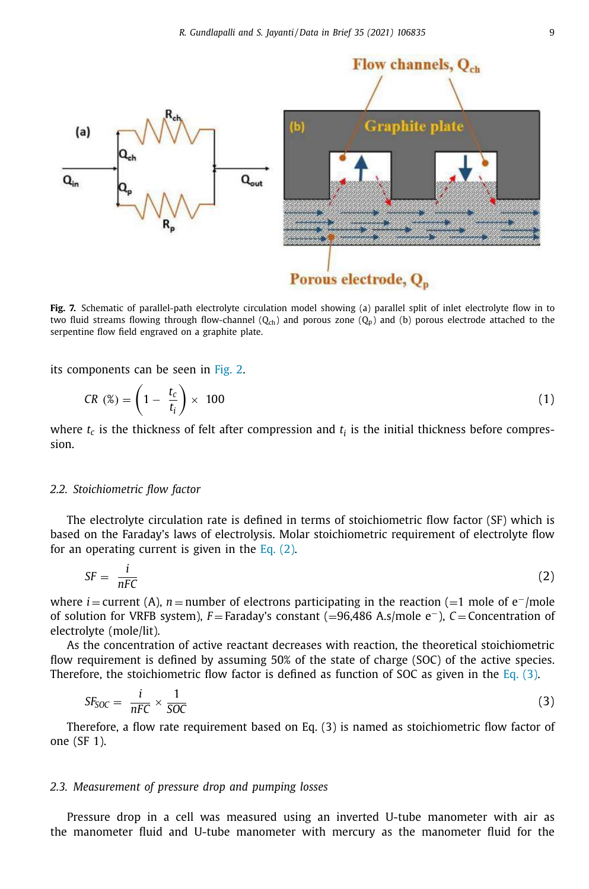(a)

$R_{ch}$

$Q_{ch}$

$Q_{in}$

$Q_p$

$Q_{out}$

$R_p$

(b) Graphite plate

Flow channels, $Q_{ch}$

Porous electrode, $Q_p$

**Fig. 7.** Schematic of parallel-path electrolyte circulation model showing (a) parallel split of inlet electrolyte flow in to two fluid streams flowing through flow-channel ($Q_{ch}$) and porous zone ($Q_p$) and (b) porous electrode attached to the serpentine flow field engraved on a graphite plate.

its components can be seen in Fig. 2.

$$CR\ (\%) = \left(1 - \frac{t_c}{t_i}\right) \times 100 \tag{1}$$

where $t_c$ is the thickness of felt after compression and $t_i$ is the initial thickness before compression.

### 2.2. Stoichiometric flow factor

The electrolyte circulation rate is defined in terms of stoichiometric flow factor (SF) which is based on the Faraday's laws of electrolysis. Molar stoichiometric requirement of electrolyte flow for an operating current is given in the Eq. (2).

$$SF = \frac{i}{nFC} \tag{2}$$

where $i$ = current (A), $n$ = number of electrons participating in the reaction (=1 mole of $e^-$/mole of solution for VRFB system), $F$ = Faraday's constant (=96,486 A.s/mole $e^-$), $C$ = Concentration of electrolyte (mole/lit).

As the concentration of active reactant decreases with reaction, the theoretical stoichiometric flow requirement is defined by assuming 50% of the state of charge (SOC) of the active species. Therefore, the stoichiometric flow factor is defined as function of SOC as given in the Eq. (3).

$$SF_{SOC} = \frac{i}{nFC} \times \frac{1}{SOC} \tag{3}$$

Therefore, a flow rate requirement based on Eq. (3) is named as stoichiometric flow factor of one (SF 1).

### 2.3. Measurement of pressure drop and pumping losses

Pressure drop in a cell was measured using an inverted U-tube manometer with air as the manometer fluid and U-tube manometer with mercury as the manometer fluid for the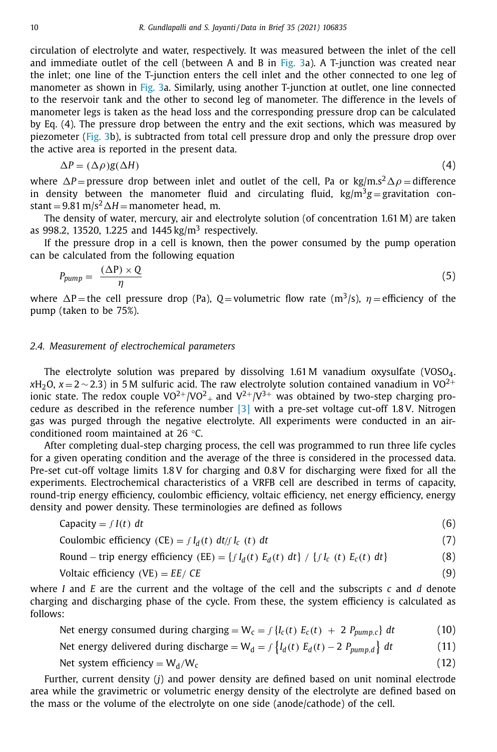circulation of electrolyte and water, respectively. It was measured between the inlet of the cell and immediate outlet of the cell (between A and B in Fig. 3a). A T-junction was created near the inlet; one line of the T-junction enters the cell inlet and the other connected to one leg of manometer as shown in Fig. 3a. Similarly, using another T-junction at outlet, one line connected to the reservoir tank and the other to second leg of manometer. The difference in the levels of manometer legs is taken as the head loss and the corresponding pressure drop can be calculated by Eq. (4). The pressure drop between the entry and the exit sections, which was measured by piezometer (Fig. 3b), is subtracted from total cell pressure drop and only the pressure drop over the active area is reported in the present data.

$$\Delta P = (\Delta \rho) g (\Delta H) \tag{4}$$

where $\Delta P$ = pressure drop between inlet and outlet of the cell, Pa or kg/m.s$^2$ $\Delta \rho$ = difference in density between the manometer fluid and circulating fluid, kg/m$^3$ $g$ = gravitation constant = 9.81 m/s$^2$ $\Delta H$ = manometer head, m.

The density of water, mercury, air and electrolyte solution (of concentration 1.61 M) are taken as 998.2, 13520, 1.225 and 1445 kg/m$^3$ respectively.

If the pressure drop in a cell is known, then the power consumed by the pump operation can be calculated from the following equation

$$P_{pump} = \frac{(\Delta P) \times Q}{\eta} \tag{5}$$

where $\Delta P$ = the cell pressure drop (Pa), $Q$ = volumetric flow rate (m$^3$/s), $\eta$ = efficiency of the pump (taken to be 75%).

### 2.4. Measurement of electrochemical parameters

The electrolyte solution was prepared by dissolving 1.61 M vanadium oxysulfate ($VOSO_4$. $x H_2O$, $x = 2 \sim 2.3$) in 5 M sulfuric acid. The raw electrolyte solution contained vanadium in $VO^{2+}$ ionic state. The redox couple $VO^{2+}/VO^{2}{}_{+}$ and $V^{2+}/V^{3+}$ was obtained by two-step charging procedure as described in the reference number [3] with a pre-set voltage cut-off 1.8 V. Nitrogen gas was purged through the negative electrolyte. All experiments were conducted in an air-conditioned room maintained at 26 °C.

After completing dual-step charging process, the cell was programmed to run three life cycles for a given operating condition and the average of the three is considered in the processed data. Pre-set cut-off voltage limits 1.8 V for charging and 0.8 V for discharging were fixed for all the experiments. Electrochemical characteristics of a VRFB cell are described in terms of capacity, round-trip energy efficiency, coulombic efficiency, voltaic efficiency, net energy efficiency, energy density and power density. These terminologies are defined as follows

$$\text{Capacity} = \int I(t)\, dt \tag{6}$$

$$\text{Coulombic efficiency (CE)} = \int I_d(t)\, dt / \int I_c(t)\, dt \tag{7}$$

$$\text{Round-trip energy efficiency (EE)} = \{\int I_d(t)\, E_d(t)\, dt\} / \{\int I_c(t)\, E_c(t)\, dt\} \tag{8}$$

$$\text{Voltaic efficiency (VE)} = EE / CE \tag{9}$$

where $I$ and $E$ are the current and the voltage of the cell and the subscripts $c$ and $d$ denote charging and discharging phase of the cycle. From these, the system efficiency is calculated as follows:

$$\text{Net energy consumed during charging} = W_c = \int \{I_c(t)\, E_c(t) + 2\, P_{pump,c}\}\, dt \tag{10}$$

$$\text{Net energy delivered during discharge} = W_d = \int \{I_d(t)\, E_d(t) - 2\, P_{pump,d}\}\, dt \tag{11}$$

$$\text{Net system efficiency} = W_d / W_c \tag{12}$$

Further, current density ($j$) and power density are defined based on unit nominal electrode area while the gravimetric or volumetric energy density of the electrolyte are defined based on the mass or the volume of the electrolyte on one side (anode/cathode) of the cell.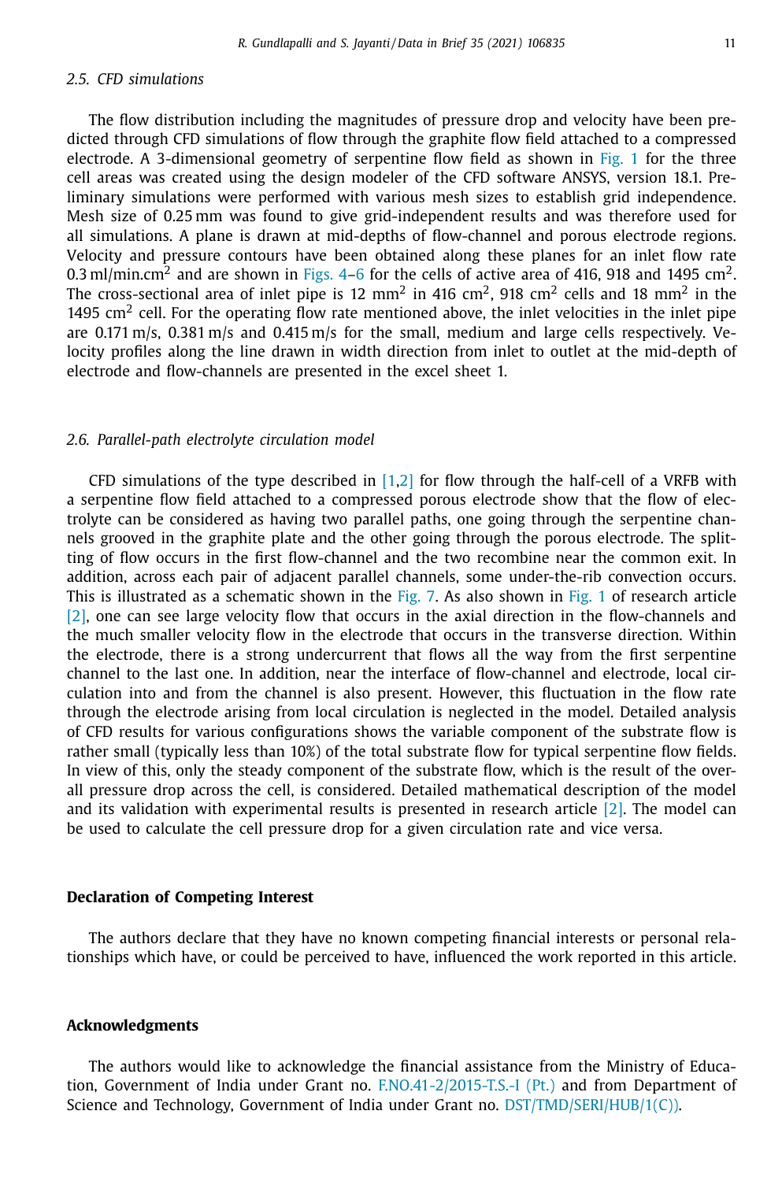### 2.5. CFD simulations

The flow distribution including the magnitudes of pressure drop and velocity have been predicted through CFD simulations of flow through the graphite flow field attached to a compressed electrode. A 3-dimensional geometry of serpentine flow field as shown in Fig. 1 for the three cell areas was created using the design modeler of the CFD software ANSYS, version 18.1. Preliminary simulations were performed with various mesh sizes to establish grid independence. Mesh size of 0.25 mm was found to give grid-independent results and was therefore used for all simulations. A plane is drawn at mid-depths of flow-channel and porous electrode regions. Velocity and pressure contours have been obtained along these planes for an inlet flow rate 0.3 ml/min.cm$^2$ and are shown in Figs. 4–6 for the cells of active area of 416, 918 and 1495 cm$^2$. The cross-sectional area of inlet pipe is 12 mm$^2$ in 416 cm$^2$, 918 cm$^2$ cells and 18 mm$^2$ in the 1495 cm$^2$ cell. For the operating flow rate mentioned above, the inlet velocities in the inlet pipe are 0.171 m/s, 0.381 m/s and 0.415 m/s for the small, medium and large cells respectively. Velocity profiles along the line drawn in width direction from inlet to outlet at the mid-depth of electrode and flow-channels are presented in the excel sheet 1.

### 2.6. Parallel-path electrolyte circulation model

CFD simulations of the type described in [1,2] for flow through the half-cell of a VRFB with a serpentine flow field attached to a compressed porous electrode show that the flow of electrolyte can be considered as having two parallel paths, one going through the serpentine channels grooved in the graphite plate and the other going through the porous electrode. The splitting of flow occurs in the first flow-channel and the two recombine near the common exit. In addition, across each pair of adjacent parallel channels, some under-the-rib convection occurs. This is illustrated as a schematic shown in the Fig. 7. As also shown in Fig. 1 of research article [2], one can see large velocity flow that occurs in the axial direction in the flow-channels and the much smaller velocity flow in the electrode that occurs in the transverse direction. Within the electrode, there is a strong undercurrent that flows all the way from the first serpentine channel to the last one. In addition, near the interface of flow-channel and electrode, local circulation into and from the channel is also present. However, this fluctuation in the flow rate through the electrode arising from local circulation is neglected in the model. Detailed analysis of CFD results for various configurations shows the variable component of the substrate flow is rather small (typically less than 10%) of the total substrate flow for typical serpentine flow fields. In view of this, only the steady component of the substrate flow, which is the result of the overall pressure drop across the cell, is considered. Detailed mathematical description of the model and its validation with experimental results is presented in research article [2]. The model can be used to calculate the cell pressure drop for a given circulation rate and vice versa.

## Declaration of Competing Interest

The authors declare that they have no known competing financial interests or personal relationships which have, or could be perceived to have, influenced the work reported in this article.

## Acknowledgments

The authors would like to acknowledge the financial assistance from the Ministry of Education, Government of India under Grant no. F.NO.41-2/2015-T.S.-I (Pt.) and from Department of Science and Technology, Government of India under Grant no. DST/TMD/SERI/HUB/1(C)).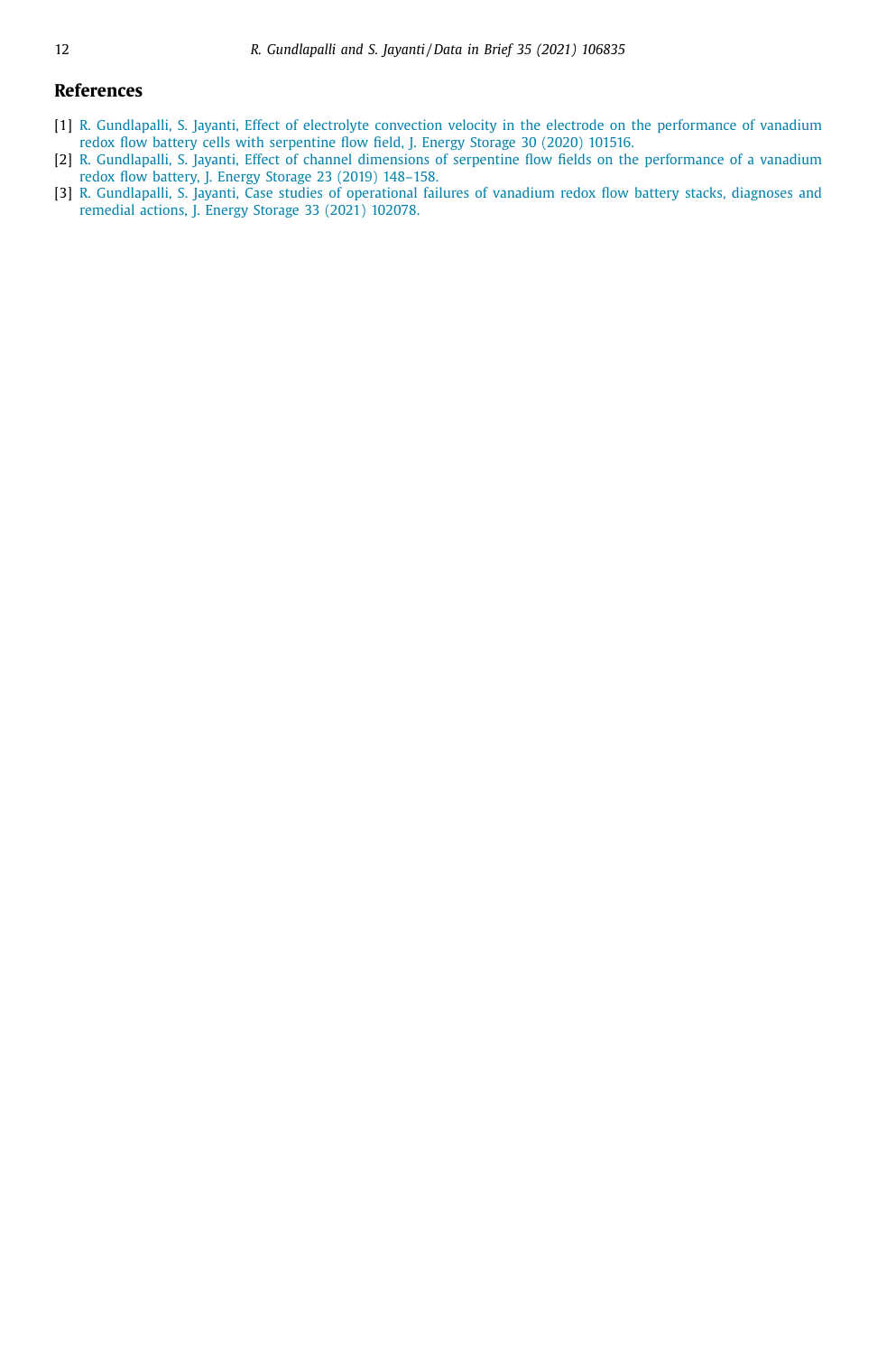## References

[1] R. Gundlapalli, S. Jayanti, Effect of electrolyte convection velocity in the electrode on the performance of vanadium redox flow battery cells with serpentine flow field, J. Energy Storage 30 (2020) 101516.

[2] R. Gundlapalli, S. Jayanti, Effect of channel dimensions of serpentine flow fields on the performance of a vanadium redox flow battery, J. Energy Storage 23 (2019) 148–158.

[3] R. Gundlapalli, S. Jayanti, Case studies of operational failures of vanadium redox flow battery stacks, diagnoses and remedial actions, J. Energy Storage 33 (2021) 102078.